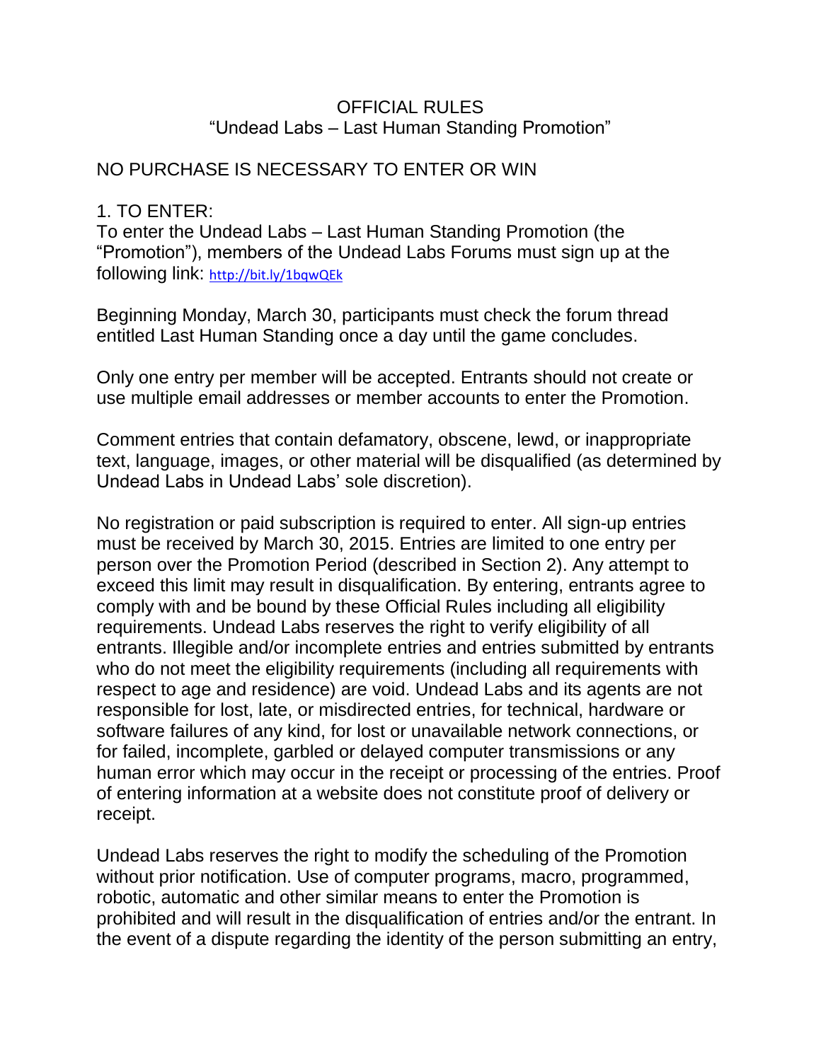# OFFICIAL RULES
## "Undead Labs – Last Human Standing Promotion"

NO PURCHASE IS NECESSARY TO ENTER OR WIN

1. TO ENTER:

To enter the Undead Labs – Last Human Standing Promotion (the "Promotion"), members of the Undead Labs Forums must sign up at the following link: http://bit.ly/1bqwQEk

Beginning Monday, March 30, participants must check the forum thread entitled Last Human Standing once a day until the game concludes.

Only one entry per member will be accepted. Entrants should not create or use multiple email addresses or member accounts to enter the Promotion.

Comment entries that contain defamatory, obscene, lewd, or inappropriate text, language, images, or other material will be disqualified (as determined by Undead Labs in Undead Labs' sole discretion).

No registration or paid subscription is required to enter. All sign-up entries must be received by March 30, 2015. Entries are limited to one entry per person over the Promotion Period (described in Section 2). Any attempt to exceed this limit may result in disqualification. By entering, entrants agree to comply with and be bound by these Official Rules including all eligibility requirements. Undead Labs reserves the right to verify eligibility of all entrants. Illegible and/or incomplete entries and entries submitted by entrants who do not meet the eligibility requirements (including all requirements with respect to age and residence) are void. Undead Labs and its agents are not responsible for lost, late, or misdirected entries, for technical, hardware or software failures of any kind, for lost or unavailable network connections, or for failed, incomplete, garbled or delayed computer transmissions or any human error which may occur in the receipt or processing of the entries. Proof of entering information at a website does not constitute proof of delivery or receipt.

Undead Labs reserves the right to modify the scheduling of the Promotion without prior notification. Use of computer programs, macro, programmed, robotic, automatic and other similar means to enter the Promotion is prohibited and will result in the disqualification of entries and/or the entrant. In the event of a dispute regarding the identity of the person submitting an entry,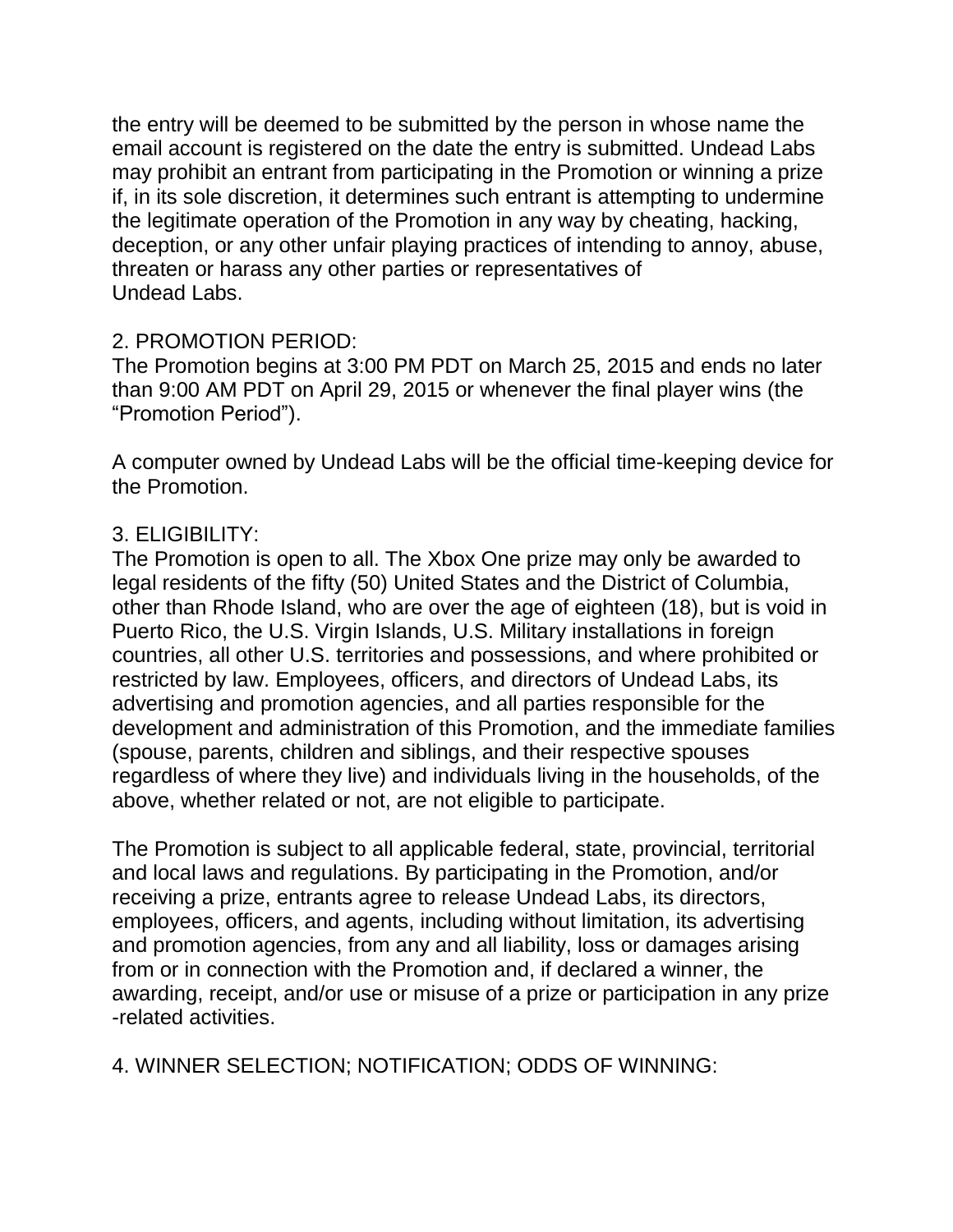the entry will be deemed to be submitted by the person in whose name the email account is registered on the date the entry is submitted. Undead Labs may prohibit an entrant from participating in the Promotion or winning a prize if, in its sole discretion, it determines such entrant is attempting to undermine the legitimate operation of the Promotion in any way by cheating, hacking, deception, or any other unfair playing practices of intending to annoy, abuse, threaten or harass any other parties or representatives of Undead Labs.

2. PROMOTION PERIOD:
The Promotion begins at 3:00 PM PDT on March 25, 2015 and ends no later than 9:00 AM PDT on April 29, 2015 or whenever the final player wins (the "Promotion Period").

A computer owned by Undead Labs will be the official time-keeping device for the Promotion.

3. ELIGIBILITY:
The Promotion is open to all. The Xbox One prize may only be awarded to legal residents of the fifty (50) United States and the District of Columbia, other than Rhode Island, who are over the age of eighteen (18), but is void in Puerto Rico, the U.S. Virgin Islands, U.S. Military installations in foreign countries, all other U.S. territories and possessions, and where prohibited or restricted by law. Employees, officers, and directors of Undead Labs, its advertising and promotion agencies, and all parties responsible for the development and administration of this Promotion, and the immediate families (spouse, parents, children and siblings, and their respective spouses regardless of where they live) and individuals living in the households, of the above, whether related or not, are not eligible to participate.

The Promotion is subject to all applicable federal, state, provincial, territorial and local laws and regulations. By participating in the Promotion, and/or receiving a prize, entrants agree to release Undead Labs, its directors, employees, officers, and agents, including without limitation, its advertising and promotion agencies, from any and all liability, loss or damages arising from or in connection with the Promotion and, if declared a winner, the awarding, receipt, and/or use or misuse of a prize or participation in any prize-related activities.

4. WINNER SELECTION; NOTIFICATION; ODDS OF WINNING: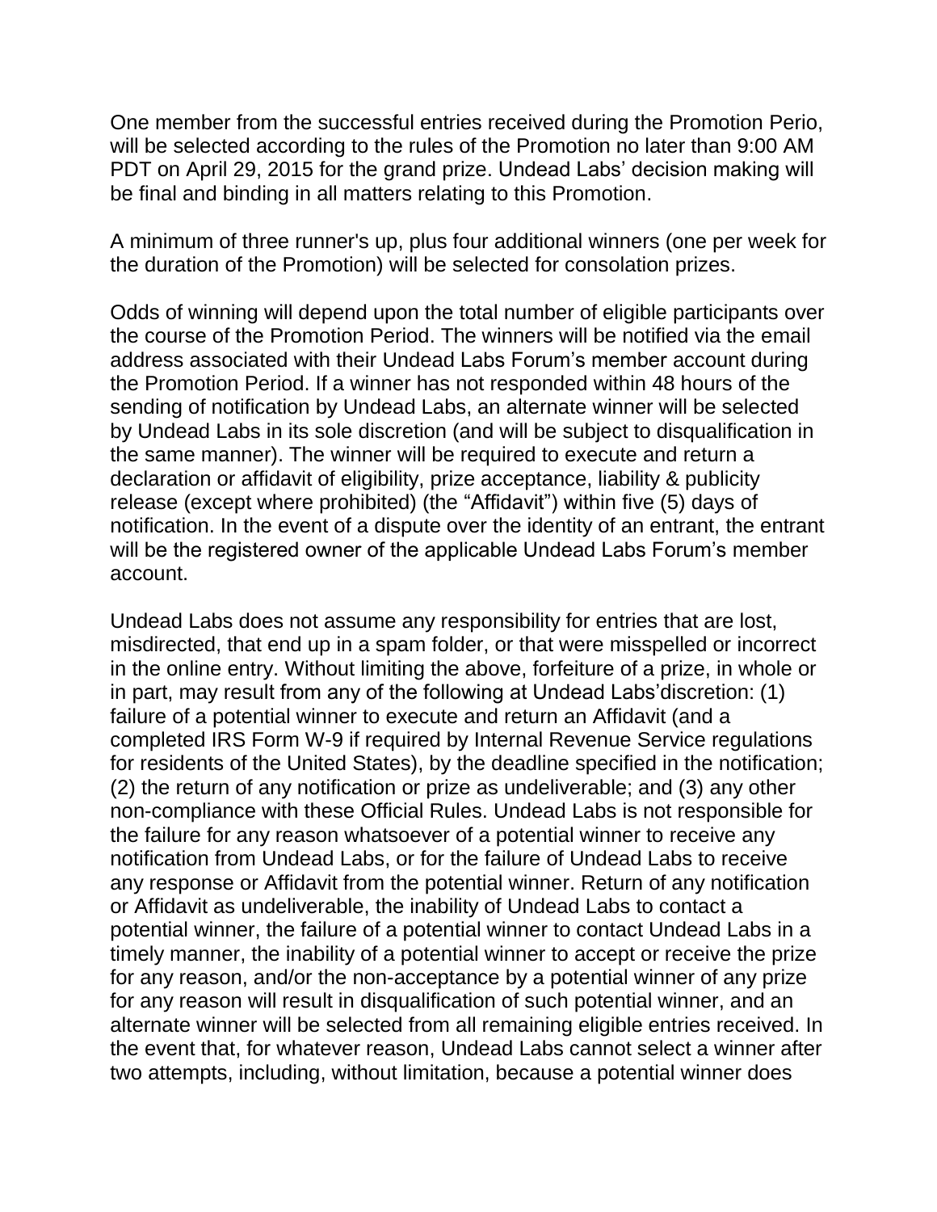One member from the successful entries received during the Promotion Perio, will be selected according to the rules of the Promotion no later than 9:00 AM PDT on April 29, 2015 for the grand prize. Undead Labs' decision making will be final and binding in all matters relating to this Promotion.

A minimum of three runner's up, plus four additional winners (one per week for the duration of the Promotion) will be selected for consolation prizes.

Odds of winning will depend upon the total number of eligible participants over the course of the Promotion Period. The winners will be notified via the email address associated with their Undead Labs Forum's member account during the Promotion Period. If a winner has not responded within 48 hours of the sending of notification by Undead Labs, an alternate winner will be selected by Undead Labs in its sole discretion (and will be subject to disqualification in the same manner). The winner will be required to execute and return a declaration or affidavit of eligibility, prize acceptance, liability & publicity release (except where prohibited) (the "Affidavit") within five (5) days of notification. In the event of a dispute over the identity of an entrant, the entrant will be the registered owner of the applicable Undead Labs Forum's member account.

Undead Labs does not assume any responsibility for entries that are lost, misdirected, that end up in a spam folder, or that were misspelled or incorrect in the online entry. Without limiting the above, forfeiture of a prize, in whole or in part, may result from any of the following at Undead Labs'discretion: (1) failure of a potential winner to execute and return an Affidavit (and a completed IRS Form W-9 if required by Internal Revenue Service regulations for residents of the United States), by the deadline specified in the notification; (2) the return of any notification or prize as undeliverable; and (3) any other non-compliance with these Official Rules. Undead Labs is not responsible for the failure for any reason whatsoever of a potential winner to receive any notification from Undead Labs, or for the failure of Undead Labs to receive any response or Affidavit from the potential winner. Return of any notification or Affidavit as undeliverable, the inability of Undead Labs to contact a potential winner, the failure of a potential winner to contact Undead Labs in a timely manner, the inability of a potential winner to accept or receive the prize for any reason, and/or the non-acceptance by a potential winner of any prize for any reason will result in disqualification of such potential winner, and an alternate winner will be selected from all remaining eligible entries received. In the event that, for whatever reason, Undead Labs cannot select a winner after two attempts, including, without limitation, because a potential winner does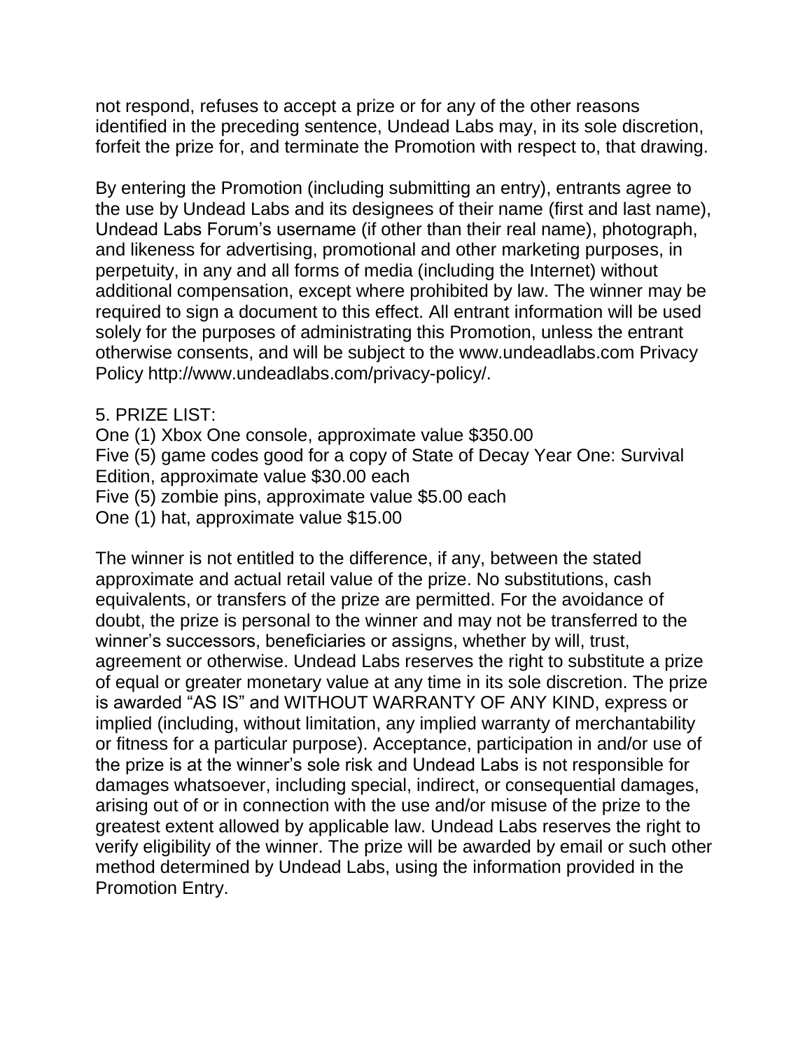not respond, refuses to accept a prize or for any of the other reasons identified in the preceding sentence, Undead Labs may, in its sole discretion, forfeit the prize for, and terminate the Promotion with respect to, that drawing.

By entering the Promotion (including submitting an entry), entrants agree to the use by Undead Labs and its designees of their name (first and last name), Undead Labs Forum's username (if other than their real name), photograph, and likeness for advertising, promotional and other marketing purposes, in perpetuity, in any and all forms of media (including the Internet) without additional compensation, except where prohibited by law. The winner may be required to sign a document to this effect. All entrant information will be used solely for the purposes of administrating this Promotion, unless the entrant otherwise consents, and will be subject to the www.undeadlabs.com Privacy Policy http://www.undeadlabs.com/privacy-policy/.

5. PRIZE LIST:
One (1) Xbox One console, approximate value $350.00
Five (5) game codes good for a copy of State of Decay Year One: Survival Edition, approximate value $30.00 each
Five (5) zombie pins, approximate value $5.00 each
One (1) hat, approximate value $15.00

The winner is not entitled to the difference, if any, between the stated approximate and actual retail value of the prize. No substitutions, cash equivalents, or transfers of the prize are permitted. For the avoidance of doubt, the prize is personal to the winner and may not be transferred to the winner's successors, beneficiaries or assigns, whether by will, trust, agreement or otherwise. Undead Labs reserves the right to substitute a prize of equal or greater monetary value at any time in its sole discretion. The prize is awarded "AS IS" and WITHOUT WARRANTY OF ANY KIND, express or implied (including, without limitation, any implied warranty of merchantability or fitness for a particular purpose). Acceptance, participation in and/or use of the prize is at the winner's sole risk and Undead Labs is not responsible for damages whatsoever, including special, indirect, or consequential damages, arising out of or in connection with the use and/or misuse of the prize to the greatest extent allowed by applicable law. Undead Labs reserves the right to verify eligibility of the winner. The prize will be awarded by email or such other method determined by Undead Labs, using the information provided in the Promotion Entry.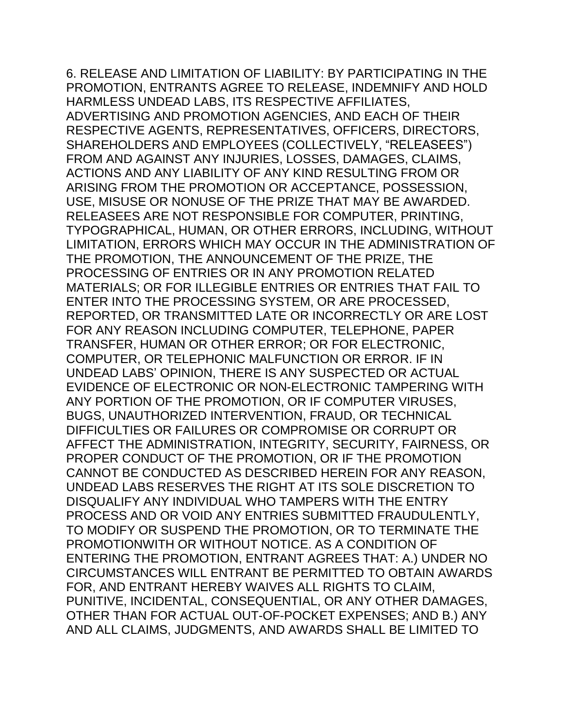6. RELEASE AND LIMITATION OF LIABILITY: BY PARTICIPATING IN THE PROMOTION, ENTRANTS AGREE TO RELEASE, INDEMNIFY AND HOLD HARMLESS UNDEAD LABS, ITS RESPECTIVE AFFILIATES, ADVERTISING AND PROMOTION AGENCIES, AND EACH OF THEIR RESPECTIVE AGENTS, REPRESENTATIVES, OFFICERS, DIRECTORS, SHAREHOLDERS AND EMPLOYEES (COLLECTIVELY, "RELEASEES") FROM AND AGAINST ANY INJURIES, LOSSES, DAMAGES, CLAIMS, ACTIONS AND ANY LIABILITY OF ANY KIND RESULTING FROM OR ARISING FROM THE PROMOTION OR ACCEPTANCE, POSSESSION, USE, MISUSE OR NONUSE OF THE PRIZE THAT MAY BE AWARDED. RELEASEES ARE NOT RESPONSIBLE FOR COMPUTER, PRINTING, TYPOGRAPHICAL, HUMAN, OR OTHER ERRORS, INCLUDING, WITHOUT LIMITATION, ERRORS WHICH MAY OCCUR IN THE ADMINISTRATION OF THE PROMOTION, THE ANNOUNCEMENT OF THE PRIZE, THE PROCESSING OF ENTRIES OR IN ANY PROMOTION RELATED MATERIALS; OR FOR ILLEGIBLE ENTRIES OR ENTRIES THAT FAIL TO ENTER INTO THE PROCESSING SYSTEM, OR ARE PROCESSED, REPORTED, OR TRANSMITTED LATE OR INCORRECTLY OR ARE LOST FOR ANY REASON INCLUDING COMPUTER, TELEPHONE, PAPER TRANSFER, HUMAN OR OTHER ERROR; OR FOR ELECTRONIC, COMPUTER, OR TELEPHONIC MALFUNCTION OR ERROR. IF IN UNDEAD LABS' OPINION, THERE IS ANY SUSPECTED OR ACTUAL EVIDENCE OF ELECTRONIC OR NON-ELECTRONIC TAMPERING WITH ANY PORTION OF THE PROMOTION, OR IF COMPUTER VIRUSES, BUGS, UNAUTHORIZED INTERVENTION, FRAUD, OR TECHNICAL DIFFICULTIES OR FAILURES OR COMPROMISE OR CORRUPT OR AFFECT THE ADMINISTRATION, INTEGRITY, SECURITY, FAIRNESS, OR PROPER CONDUCT OF THE PROMOTION, OR IF THE PROMOTION CANNOT BE CONDUCTED AS DESCRIBED HEREIN FOR ANY REASON, UNDEAD LABS RESERVES THE RIGHT AT ITS SOLE DISCRETION TO DISQUALIFY ANY INDIVIDUAL WHO TAMPERS WITH THE ENTRY PROCESS AND OR VOID ANY ENTRIES SUBMITTED FRAUDULENTLY, TO MODIFY OR SUSPEND THE PROMOTION, OR TO TERMINATE THE PROMOTIONWITH OR WITHOUT NOTICE. AS A CONDITION OF ENTERING THE PROMOTION, ENTRANT AGREES THAT: A.) UNDER NO CIRCUMSTANCES WILL ENTRANT BE PERMITTED TO OBTAIN AWARDS FOR, AND ENTRANT HEREBY WAIVES ALL RIGHTS TO CLAIM, PUNITIVE, INCIDENTAL, CONSEQUENTIAL, OR ANY OTHER DAMAGES, OTHER THAN FOR ACTUAL OUT-OF-POCKET EXPENSES; AND B.) ANY AND ALL CLAIMS, JUDGMENTS, AND AWARDS SHALL BE LIMITED TO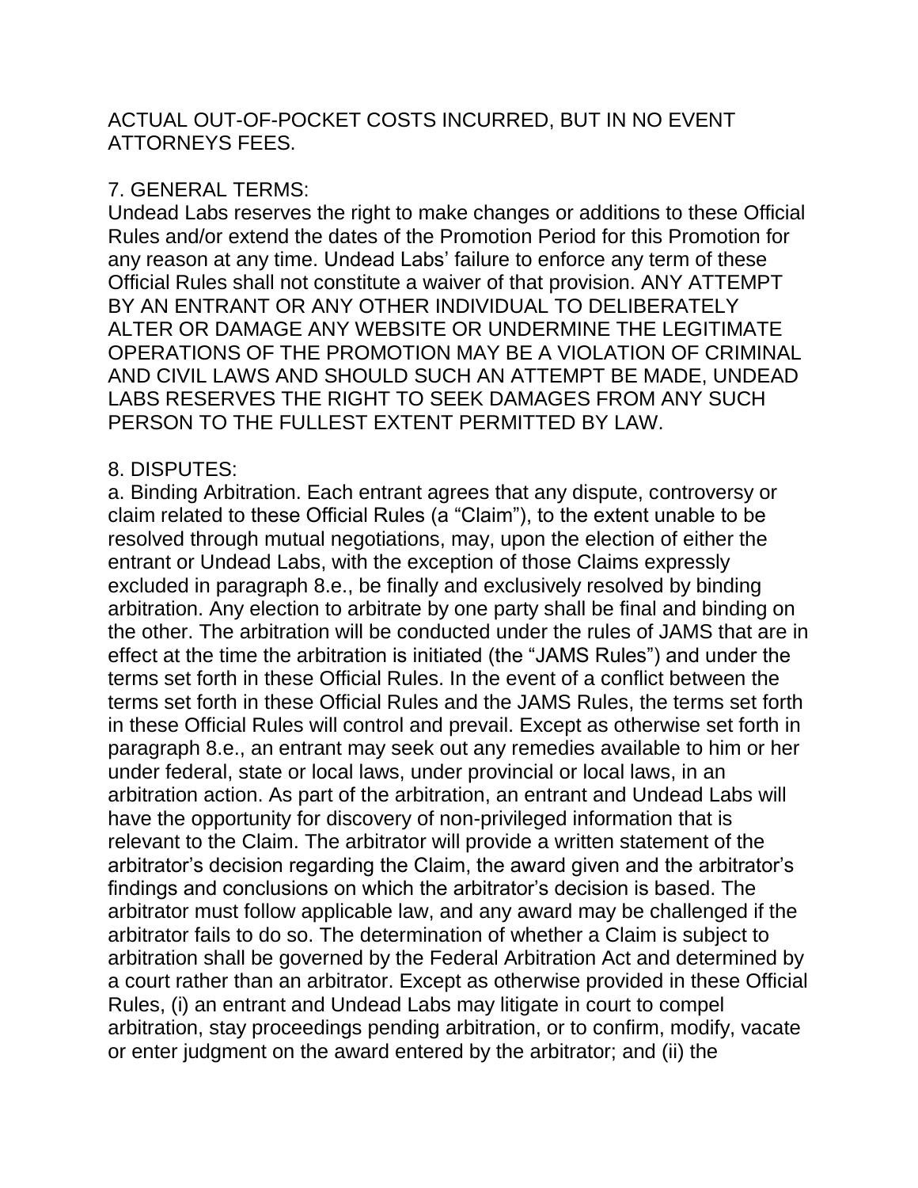ACTUAL OUT-OF-POCKET COSTS INCURRED, BUT IN NO EVENT ATTORNEYS FEES.

7. GENERAL TERMS:

Undead Labs reserves the right to make changes or additions to these Official Rules and/or extend the dates of the Promotion Period for this Promotion for any reason at any time. Undead Labs' failure to enforce any term of these Official Rules shall not constitute a waiver of that provision. ANY ATTEMPT BY AN ENTRANT OR ANY OTHER INDIVIDUAL TO DELIBERATELY ALTER OR DAMAGE ANY WEBSITE OR UNDERMINE THE LEGITIMATE OPERATIONS OF THE PROMOTION MAY BE A VIOLATION OF CRIMINAL AND CIVIL LAWS AND SHOULD SUCH AN ATTEMPT BE MADE, UNDEAD LABS RESERVES THE RIGHT TO SEEK DAMAGES FROM ANY SUCH PERSON TO THE FULLEST EXTENT PERMITTED BY LAW.

8. DISPUTES:

a. Binding Arbitration. Each entrant agrees that any dispute, controversy or claim related to these Official Rules (a "Claim"), to the extent unable to be resolved through mutual negotiations, may, upon the election of either the entrant or Undead Labs, with the exception of those Claims expressly excluded in paragraph 8.e., be finally and exclusively resolved by binding arbitration. Any election to arbitrate by one party shall be final and binding on the other. The arbitration will be conducted under the rules of JAMS that are in effect at the time the arbitration is initiated (the "JAMS Rules") and under the terms set forth in these Official Rules. In the event of a conflict between the terms set forth in these Official Rules and the JAMS Rules, the terms set forth in these Official Rules will control and prevail. Except as otherwise set forth in paragraph 8.e., an entrant may seek out any remedies available to him or her under federal, state or local laws, under provincial or local laws, in an arbitration action. As part of the arbitration, an entrant and Undead Labs will have the opportunity for discovery of non-privileged information that is relevant to the Claim. The arbitrator will provide a written statement of the arbitrator's decision regarding the Claim, the award given and the arbitrator's findings and conclusions on which the arbitrator's decision is based. The arbitrator must follow applicable law, and any award may be challenged if the arbitrator fails to do so. The determination of whether a Claim is subject to arbitration shall be governed by the Federal Arbitration Act and determined by a court rather than an arbitrator. Except as otherwise provided in these Official Rules, (i) an entrant and Undead Labs may litigate in court to compel arbitration, stay proceedings pending arbitration, or to confirm, modify, vacate or enter judgment on the award entered by the arbitrator; and (ii) the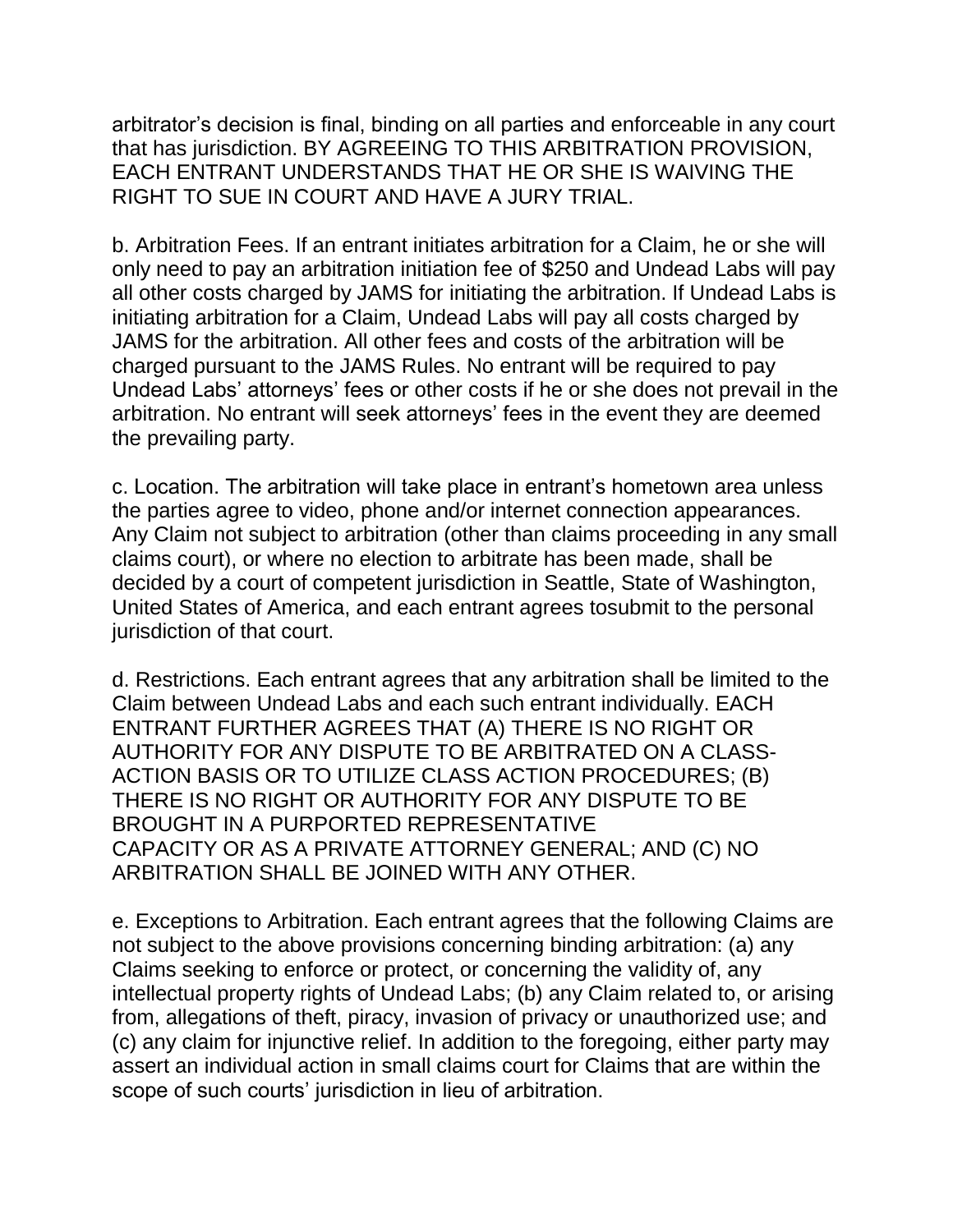arbitrator’s decision is final, binding on all parties and enforceable in any court that has jurisdiction. BY AGREEING TO THIS ARBITRATION PROVISION, EACH ENTRANT UNDERSTANDS THAT HE OR SHE IS WAIVING THE RIGHT TO SUE IN COURT AND HAVE A JURY TRIAL.

b. Arbitration Fees. If an entrant initiates arbitration for a Claim, he or she will only need to pay an arbitration initiation fee of $250 and Undead Labs will pay all other costs charged by JAMS for initiating the arbitration. If Undead Labs is initiating arbitration for a Claim, Undead Labs will pay all costs charged by JAMS for the arbitration. All other fees and costs of the arbitration will be charged pursuant to the JAMS Rules. No entrant will be required to pay Undead Labs’ attorneys’ fees or other costs if he or she does not prevail in the arbitration. No entrant will seek attorneys’ fees in the event they are deemed the prevailing party.

c. Location. The arbitration will take place in entrant’s hometown area unless the parties agree to video, phone and/or internet connection appearances. Any Claim not subject to arbitration (other than claims proceeding in any small claims court), or where no election to arbitrate has been made, shall be decided by a court of competent jurisdiction in Seattle, State of Washington, United States of America, and each entrant agrees tosubmit to the personal jurisdiction of that court.

d. Restrictions. Each entrant agrees that any arbitration shall be limited to the Claim between Undead Labs and each such entrant individually. EACH ENTRANT FURTHER AGREES THAT (A) THERE IS NO RIGHT OR AUTHORITY FOR ANY DISPUTE TO BE ARBITRATED ON A CLASS-ACTION BASIS OR TO UTILIZE CLASS ACTION PROCEDURES; (B) THERE IS NO RIGHT OR AUTHORITY FOR ANY DISPUTE TO BE BROUGHT IN A PURPORTED REPRESENTATIVE CAPACITY OR AS A PRIVATE ATTORNEY GENERAL; AND (C) NO ARBITRATION SHALL BE JOINED WITH ANY OTHER.

e. Exceptions to Arbitration. Each entrant agrees that the following Claims are not subject to the above provisions concerning binding arbitration: (a) any Claims seeking to enforce or protect, or concerning the validity of, any intellectual property rights of Undead Labs; (b) any Claim related to, or arising from, allegations of theft, piracy, invasion of privacy or unauthorized use; and (c) any claim for injunctive relief. In addition to the foregoing, either party may assert an individual action in small claims court for Claims that are within the scope of such courts’ jurisdiction in lieu of arbitration.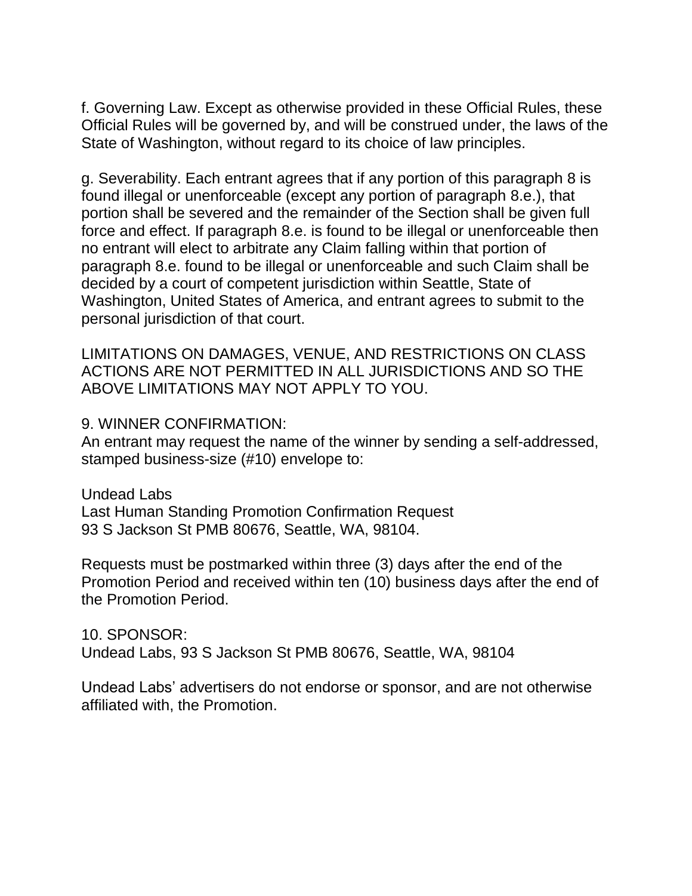f. Governing Law. Except as otherwise provided in these Official Rules, these Official Rules will be governed by, and will be construed under, the laws of the State of Washington, without regard to its choice of law principles.

g. Severability. Each entrant agrees that if any portion of this paragraph 8 is found illegal or unenforceable (except any portion of paragraph 8.e.), that portion shall be severed and the remainder of the Section shall be given full force and effect. If paragraph 8.e. is found to be illegal or unenforceable then no entrant will elect to arbitrate any Claim falling within that portion of paragraph 8.e. found to be illegal or unenforceable and such Claim shall be decided by a court of competent jurisdiction within Seattle, State of Washington, United States of America, and entrant agrees to submit to the personal jurisdiction of that court.

LIMITATIONS ON DAMAGES, VENUE, AND RESTRICTIONS ON CLASS ACTIONS ARE NOT PERMITTED IN ALL JURISDICTIONS AND SO THE ABOVE LIMITATIONS MAY NOT APPLY TO YOU.

9. WINNER CONFIRMATION:
An entrant may request the name of the winner by sending a self-addressed, stamped business-size (#10) envelope to:

Undead Labs
Last Human Standing Promotion Confirmation Request
93 S Jackson St PMB 80676, Seattle, WA, 98104.

Requests must be postmarked within three (3) days after the end of the Promotion Period and received within ten (10) business days after the end of the Promotion Period.

10. SPONSOR:
Undead Labs, 93 S Jackson St PMB 80676, Seattle, WA, 98104

Undead Labs' advertisers do not endorse or sponsor, and are not otherwise affiliated with, the Promotion.